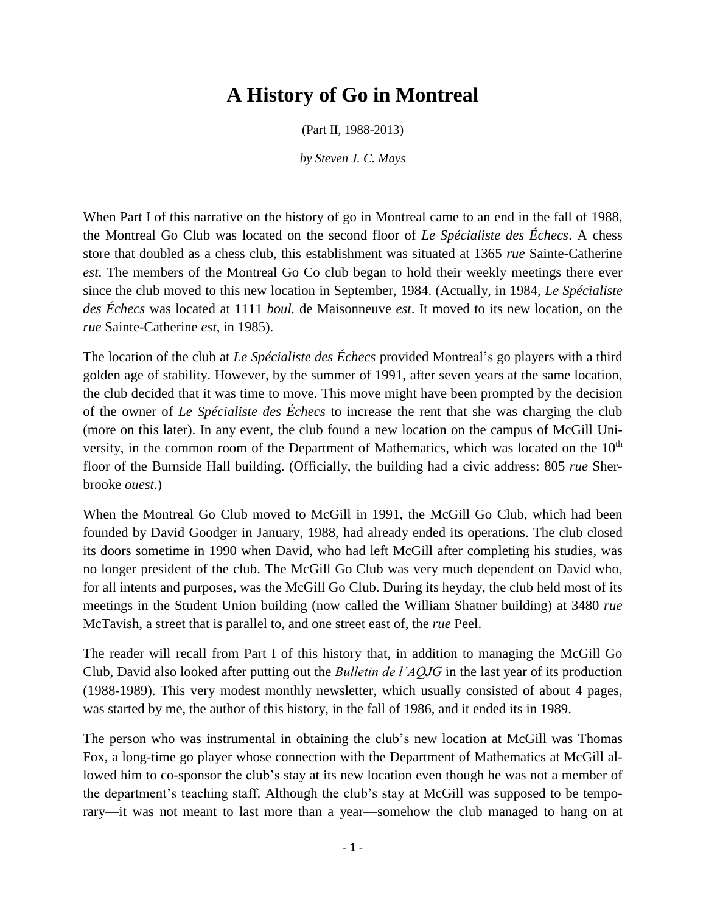# A History of Go in Montreal

(Part II, 1988-2013)

*by Steven J. C. Mays*

When Part I of this narrative on the history of go in Montreal came to an end in the fall of 1988, the Montreal Go Club was located on the second floor of *Le Spécialiste des Échecs*. A chess store that doubled as a chess club, this establishment was situated at 1365 *rue* Sainte-Catherine *est*. The members of the Montreal Go Co club began to hold their weekly meetings there ever since the club moved to this new location in September, 1984. (Actually, in 1984, *Le Spécialiste des Échecs* was located at 1111 *boul.* de Maisonneuve *est*. It moved to its new location, on the *rue* Sainte-Catherine *est*, in 1985).

The location of the club at *Le Spécialiste des Échecs* provided Montreal's go players with a third golden age of stability. However, by the summer of 1991, after seven years at the same location, the club decided that it was time to move. This move might have been prompted by the decision of the owner of *Le Spécialiste des Échecs* to increase the rent that she was charging the club (more on this later). In any event, the club found a new location on the campus of McGill University, in the common room of the Department of Mathematics, which was located on the 10th floor of the Burnside Hall building. (Officially, the building had a civic address: 805 *rue* Sherbrooke *ouest*.)

When the Montreal Go Club moved to McGill in 1991, the McGill Go Club, which had been founded by David Goodger in January, 1988, had already ended its operations. The club closed its doors sometime in 1990 when David, who had left McGill after completing his studies, was no longer president of the club. The McGill Go Club was very much dependent on David who, for all intents and purposes, was the McGill Go Club. During its heyday, the club held most of its meetings in the Student Union building (now called the William Shatner building) at 3480 *rue* McTavish, a street that is parallel to, and one street east of, the *rue* Peel.

The reader will recall from Part I of this history that, in addition to managing the McGill Go Club, David also looked after putting out the *Bulletin de l'AQJG* in the last year of its production (1988-1989). This very modest monthly newsletter, which usually consisted of about 4 pages, was started by me, the author of this history, in the fall of 1986, and it ended its in 1989.

The person who was instrumental in obtaining the club's new location at McGill was Thomas Fox, a long-time go player whose connection with the Department of Mathematics at McGill allowed him to co-sponsor the club's stay at its new location even though he was not a member of the department's teaching staff. Although the club's stay at McGill was supposed to be temporary—it was not meant to last more than a year—somehow the club managed to hang on at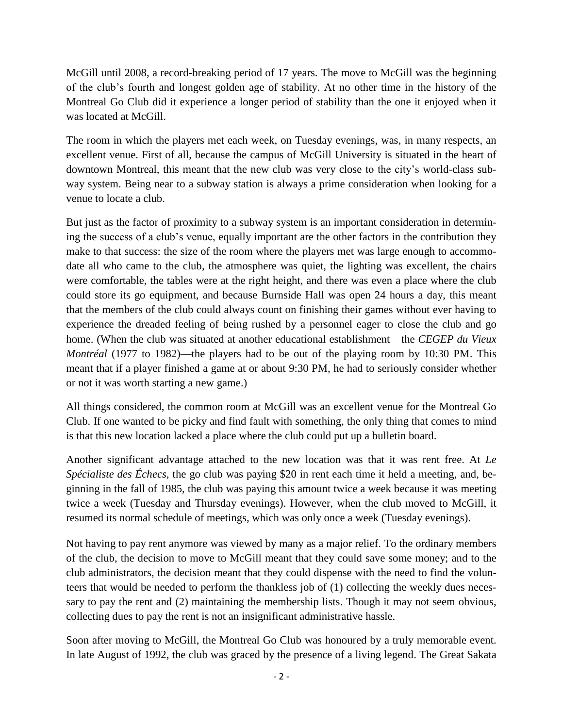McGill until 2008, a record-breaking period of 17 years. The move to McGill was the beginning of the club's fourth and longest golden age of stability. At no other time in the history of the Montreal Go Club did it experience a longer period of stability than the one it enjoyed when it was located at McGill.

The room in which the players met each week, on Tuesday evenings, was, in many respects, an excellent venue. First of all, because the campus of McGill University is situated in the heart of downtown Montreal, this meant that the new club was very close to the city's world-class subway system. Being near to a subway station is always a prime consideration when looking for a venue to locate a club.

But just as the factor of proximity to a subway system is an important consideration in determining the success of a club's venue, equally important are the other factors in the contribution they make to that success: the size of the room where the players met was large enough to accommodate all who came to the club, the atmosphere was quiet, the lighting was excellent, the chairs were comfortable, the tables were at the right height, and there was even a place where the club could store its go equipment, and because Burnside Hall was open 24 hours a day, this meant that the members of the club could always count on finishing their games without ever having to experience the dreaded feeling of being rushed by a personnel eager to close the club and go home. (When the club was situated at another educational establishment—the *CEGEP du Vieux Montréal* (1977 to 1982)—the players had to be out of the playing room by 10:30 PM. This meant that if a player finished a game at or about 9:30 PM, he had to seriously consider whether or not it was worth starting a new game.)

All things considered, the common room at McGill was an excellent venue for the Montreal Go Club. If one wanted to be picky and find fault with something, the only thing that comes to mind is that this new location lacked a place where the club could put up a bulletin board.

Another significant advantage attached to the new location was that it was rent free. At *Le Spécialiste des Échecs*, the go club was paying $20 in rent each time it held a meeting, and, beginning in the fall of 1985, the club was paying this amount twice a week because it was meeting twice a week (Tuesday and Thursday evenings). However, when the club moved to McGill, it resumed its normal schedule of meetings, which was only once a week (Tuesday evenings).

Not having to pay rent anymore was viewed by many as a major relief. To the ordinary members of the club, the decision to move to McGill meant that they could save some money; and to the club administrators, the decision meant that they could dispense with the need to find the volunteers that would be needed to perform the thankless job of (1) collecting the weekly dues necessary to pay the rent and (2) maintaining the membership lists. Though it may not seem obvious, collecting dues to pay the rent is not an insignificant administrative hassle.

Soon after moving to McGill, the Montreal Go Club was honoured by a truly memorable event. In late August of 1992, the club was graced by the presence of a living legend. The Great Sakata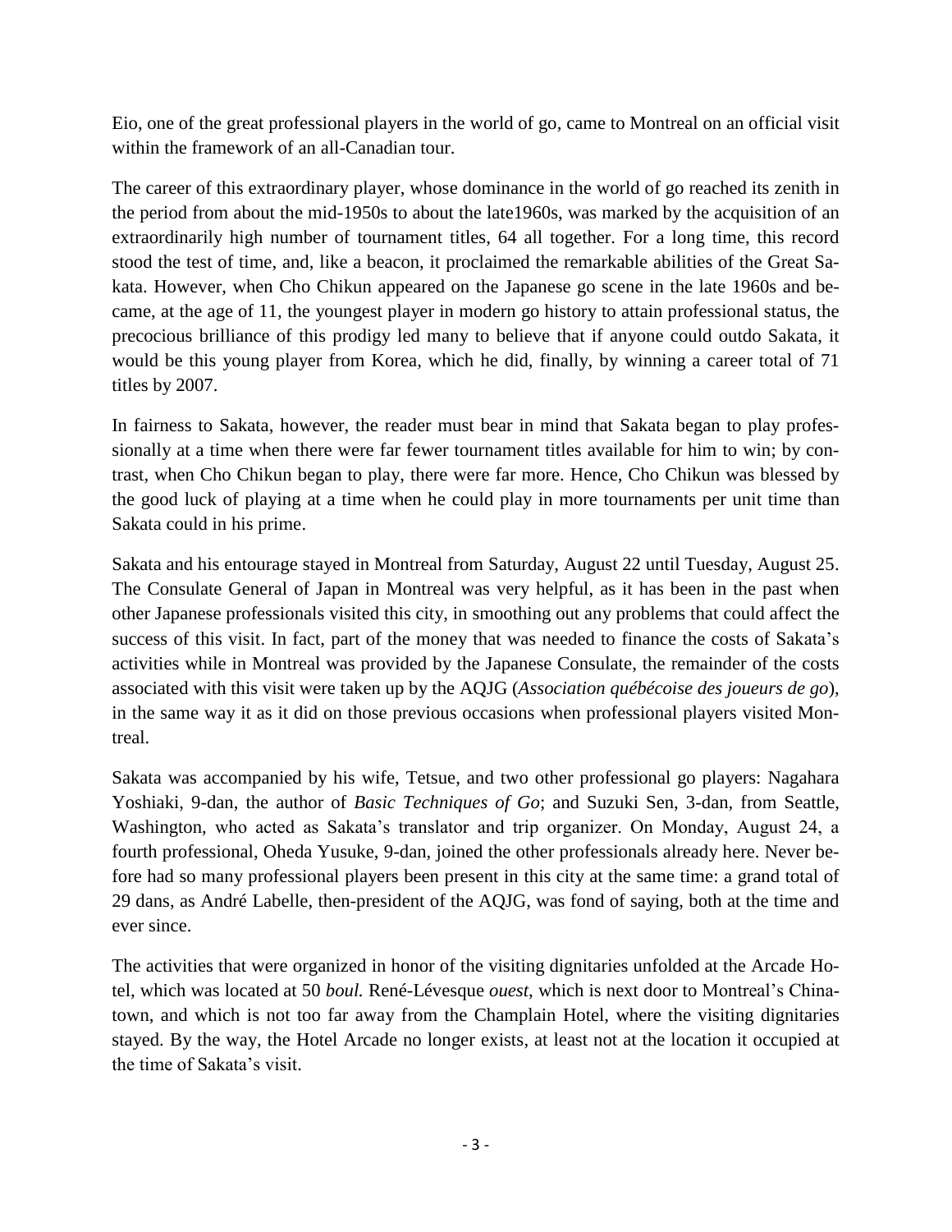Eio, one of the great professional players in the world of go, came to Montreal on an official visit within the framework of an all-Canadian tour.

The career of this extraordinary player, whose dominance in the world of go reached its zenith in the period from about the mid-1950s to about the late1960s, was marked by the acquisition of an extraordinarily high number of tournament titles, 64 all together. For a long time, this record stood the test of time, and, like a beacon, it proclaimed the remarkable abilities of the Great Sakata. However, when Cho Chikun appeared on the Japanese go scene in the late 1960s and became, at the age of 11, the youngest player in modern go history to attain professional status, the precocious brilliance of this prodigy led many to believe that if anyone could outdo Sakata, it would be this young player from Korea, which he did, finally, by winning a career total of 71 titles by 2007.

In fairness to Sakata, however, the reader must bear in mind that Sakata began to play professionally at a time when there were far fewer tournament titles available for him to win; by contrast, when Cho Chikun began to play, there were far more. Hence, Cho Chikun was blessed by the good luck of playing at a time when he could play in more tournaments per unit time than Sakata could in his prime.

Sakata and his entourage stayed in Montreal from Saturday, August 22 until Tuesday, August 25. The Consulate General of Japan in Montreal was very helpful, as it has been in the past when other Japanese professionals visited this city, in smoothing out any problems that could affect the success of this visit. In fact, part of the money that was needed to finance the costs of Sakata's activities while in Montreal was provided by the Japanese Consulate, the remainder of the costs associated with this visit were taken up by the AQJG (*Association québécoise des joueurs de go*), in the same way it as it did on those previous occasions when professional players visited Montreal.

Sakata was accompanied by his wife, Tetsue, and two other professional go players: Nagahara Yoshiaki, 9-dan, the author of *Basic Techniques of Go*; and Suzuki Sen, 3-dan, from Seattle, Washington, who acted as Sakata's translator and trip organizer. On Monday, August 24, a fourth professional, Oheda Yusuke, 9-dan, joined the other professionals already here. Never before had so many professional players been present in this city at the same time: a grand total of 29 dans, as André Labelle, then-president of the AQJG, was fond of saying, both at the time and ever since.

The activities that were organized in honor of the visiting dignitaries unfolded at the Arcade Hotel, which was located at 50 *boul.* René-Lévesque *ouest*, which is next door to Montreal's Chinatown, and which is not too far away from the Champlain Hotel, where the visiting dignitaries stayed. By the way, the Hotel Arcade no longer exists, at least not at the location it occupied at the time of Sakata's visit.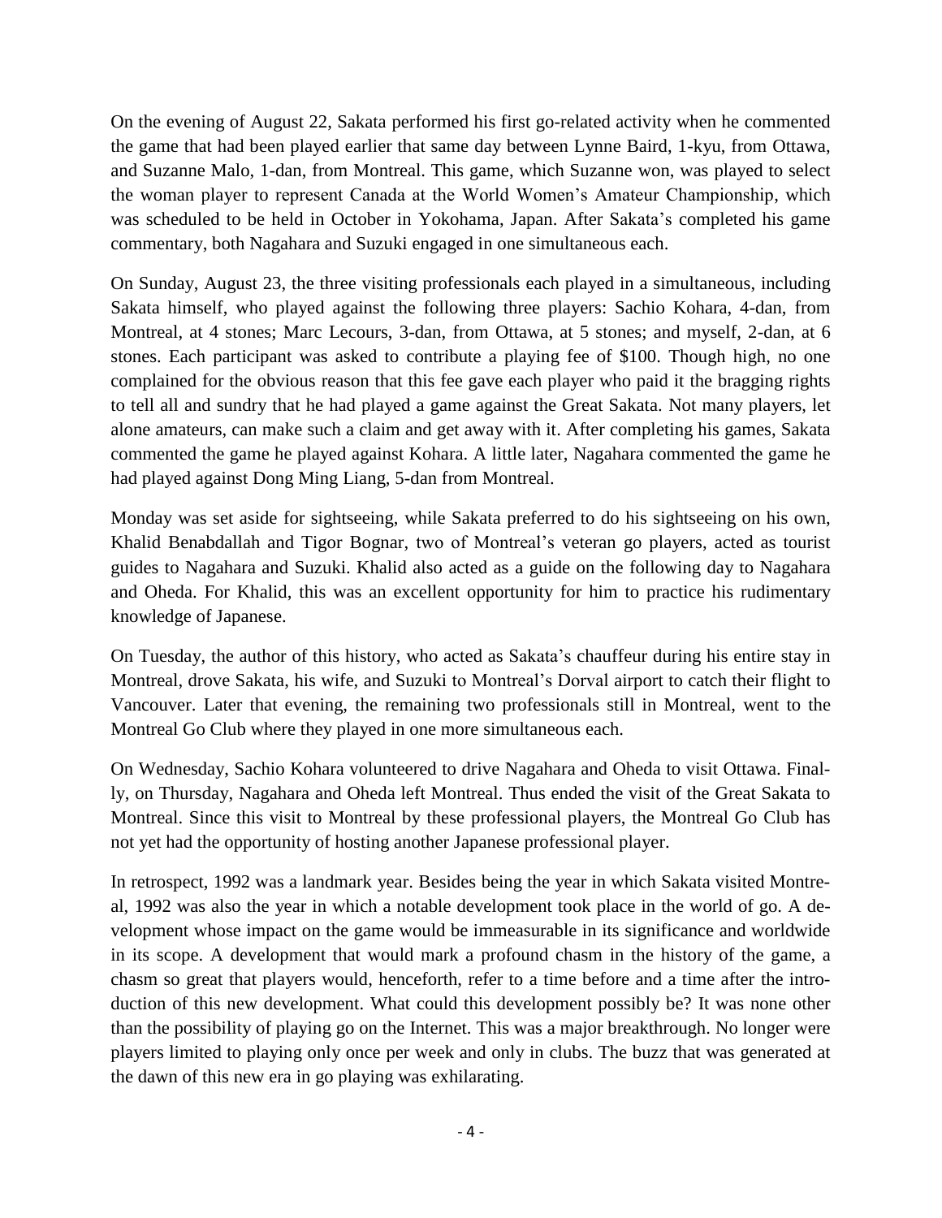On the evening of August 22, Sakata performed his first go-related activity when he commented the game that had been played earlier that same day between Lynne Baird, 1-kyu, from Ottawa, and Suzanne Malo, 1-dan, from Montreal. This game, which Suzanne won, was played to select the woman player to represent Canada at the World Women's Amateur Championship, which was scheduled to be held in October in Yokohama, Japan. After Sakata's completed his game commentary, both Nagahara and Suzuki engaged in one simultaneous each.

On Sunday, August 23, the three visiting professionals each played in a simultaneous, including Sakata himself, who played against the following three players: Sachio Kohara, 4-dan, from Montreal, at 4 stones; Marc Lecours, 3-dan, from Ottawa, at 5 stones; and myself, 2-dan, at 6 stones. Each participant was asked to contribute a playing fee of $100. Though high, no one complained for the obvious reason that this fee gave each player who paid it the bragging rights to tell all and sundry that he had played a game against the Great Sakata. Not many players, let alone amateurs, can make such a claim and get away with it. After completing his games, Sakata commented the game he played against Kohara. A little later, Nagahara commented the game he had played against Dong Ming Liang, 5-dan from Montreal.

Monday was set aside for sightseeing, while Sakata preferred to do his sightseeing on his own, Khalid Benabdallah and Tigor Bognar, two of Montreal's veteran go players, acted as tourist guides to Nagahara and Suzuki. Khalid also acted as a guide on the following day to Nagahara and Oheda. For Khalid, this was an excellent opportunity for him to practice his rudimentary knowledge of Japanese.

On Tuesday, the author of this history, who acted as Sakata's chauffeur during his entire stay in Montreal, drove Sakata, his wife, and Suzuki to Montreal's Dorval airport to catch their flight to Vancouver. Later that evening, the remaining two professionals still in Montreal, went to the Montreal Go Club where they played in one more simultaneous each.

On Wednesday, Sachio Kohara volunteered to drive Nagahara and Oheda to visit Ottawa. Finally, on Thursday, Nagahara and Oheda left Montreal. Thus ended the visit of the Great Sakata to Montreal. Since this visit to Montreal by these professional players, the Montreal Go Club has not yet had the opportunity of hosting another Japanese professional player.

In retrospect, 1992 was a landmark year. Besides being the year in which Sakata visited Montreal, 1992 was also the year in which a notable development took place in the world of go. A development whose impact on the game would be immeasurable in its significance and worldwide in its scope. A development that would mark a profound chasm in the history of the game, a chasm so great that players would, henceforth, refer to a time before and a time after the introduction of this new development. What could this development possibly be? It was none other than the possibility of playing go on the Internet. This was a major breakthrough. No longer were players limited to playing only once per week and only in clubs. The buzz that was generated at the dawn of this new era in go playing was exhilarating.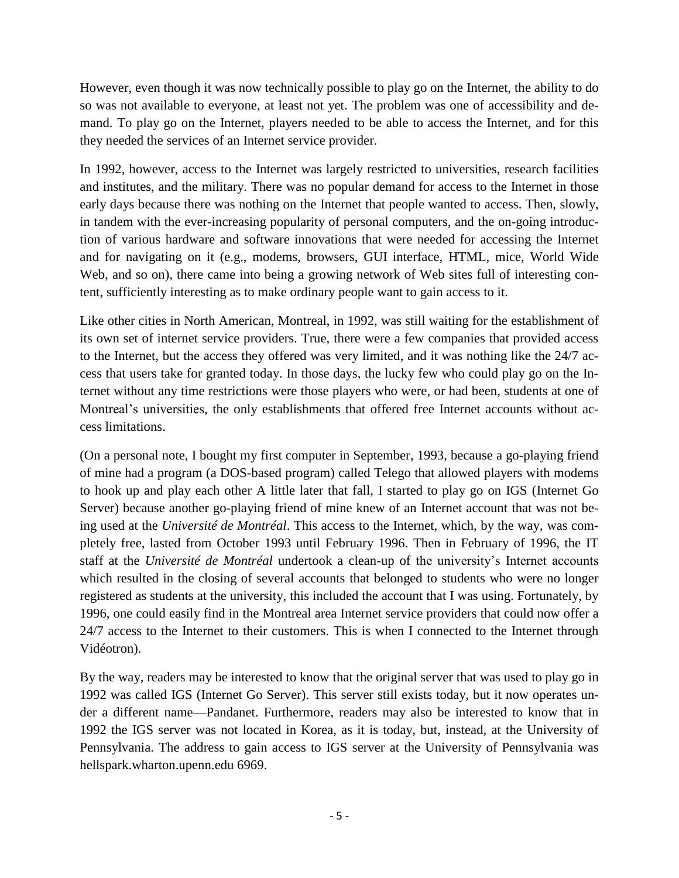However, even though it was now technically possible to play go on the Internet, the ability to do so was not available to everyone, at least not yet. The problem was one of accessibility and demand. To play go on the Internet, players needed to be able to access the Internet, and for this they needed the services of an Internet service provider.

In 1992, however, access to the Internet was largely restricted to universities, research facilities and institutes, and the military. There was no popular demand for access to the Internet in those early days because there was nothing on the Internet that people wanted to access. Then, slowly, in tandem with the ever-increasing popularity of personal computers, and the on-going introduction of various hardware and software innovations that were needed for accessing the Internet and for navigating on it (e.g., modems, browsers, GUI interface, HTML, mice, World Wide Web, and so on), there came into being a growing network of Web sites full of interesting content, sufficiently interesting as to make ordinary people want to gain access to it.

Like other cities in North American, Montreal, in 1992, was still waiting for the establishment of its own set of internet service providers. True, there were a few companies that provided access to the Internet, but the access they offered was very limited, and it was nothing like the 24/7 access that users take for granted today. In those days, the lucky few who could play go on the Internet without any time restrictions were those players who were, or had been, students at one of Montreal's universities, the only establishments that offered free Internet accounts without access limitations.

(On a personal note, I bought my first computer in September, 1993, because a go-playing friend of mine had a program (a DOS-based program) called Telego that allowed players with modems to hook up and play each other A little later that fall, I started to play go on IGS (Internet Go Server) because another go-playing friend of mine knew of an Internet account that was not being used at the *Université de Montréal*. This access to the Internet, which, by the way, was completely free, lasted from October 1993 until February 1996. Then in February of 1996, the IT staff at the *Université de Montréal* undertook a clean-up of the university's Internet accounts which resulted in the closing of several accounts that belonged to students who were no longer registered as students at the university, this included the account that I was using. Fortunately, by 1996, one could easily find in the Montreal area Internet service providers that could now offer a 24/7 access to the Internet to their customers. This is when I connected to the Internet through Vidéotron).

By the way, readers may be interested to know that the original server that was used to play go in 1992 was called IGS (Internet Go Server). This server still exists today, but it now operates under a different name—Pandanet. Furthermore, readers may also be interested to know that in 1992 the IGS server was not located in Korea, as it is today, but, instead, at the University of Pennsylvania. The address to gain access to IGS server at the University of Pennsylvania was hellspark.wharton.upenn.edu 6969.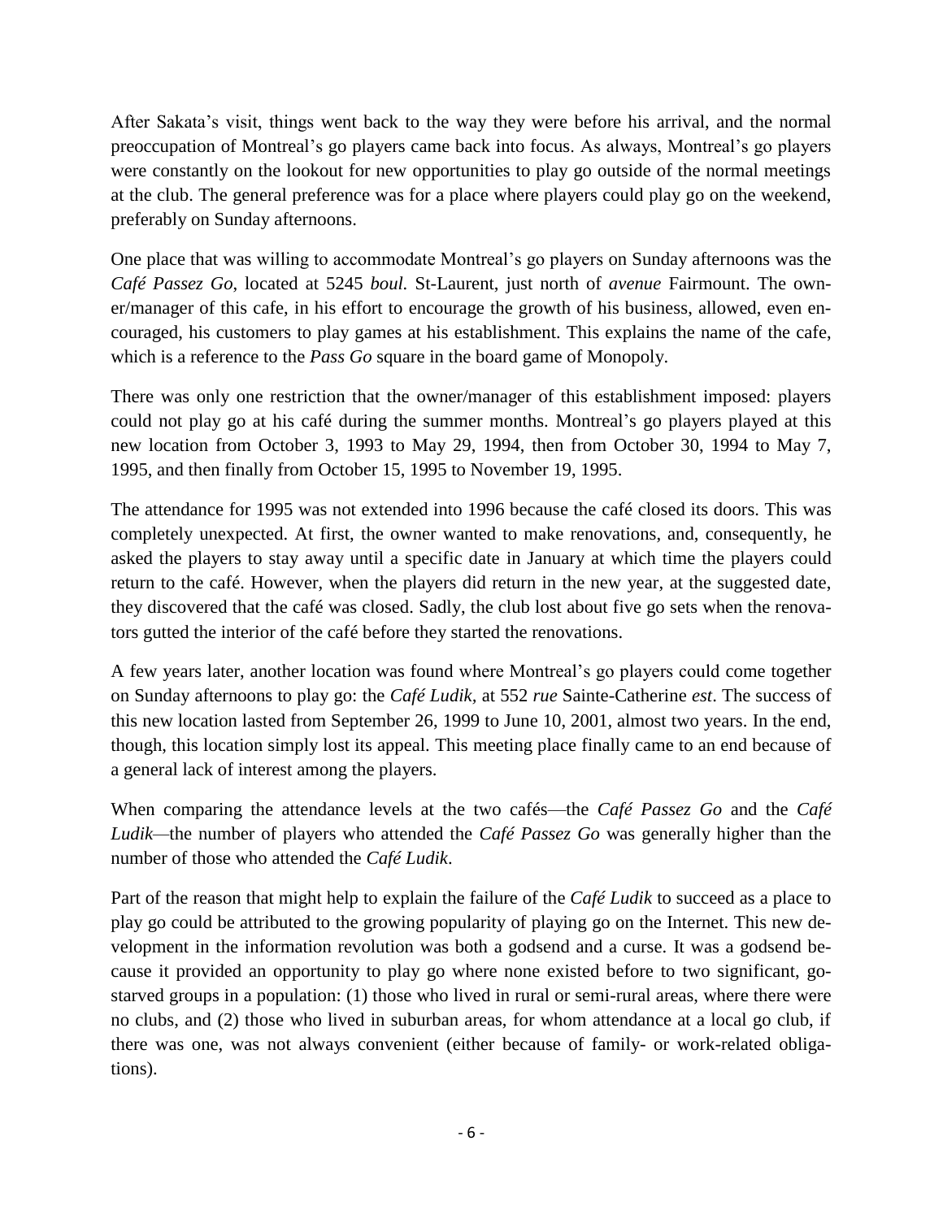After Sakata's visit, things went back to the way they were before his arrival, and the normal preoccupation of Montreal's go players came back into focus. As always, Montreal's go players were constantly on the lookout for new opportunities to play go outside of the normal meetings at the club. The general preference was for a place where players could play go on the weekend, preferably on Sunday afternoons.

One place that was willing to accommodate Montreal's go players on Sunday afternoons was the *Café Passez Go*, located at 5245 *boul.* St-Laurent, just north of *avenue* Fairmount. The owner/manager of this cafe, in his effort to encourage the growth of his business, allowed, even encouraged, his customers to play games at his establishment. This explains the name of the cafe, which is a reference to the *Pass Go* square in the board game of Monopoly.

There was only one restriction that the owner/manager of this establishment imposed: players could not play go at his café during the summer months. Montreal's go players played at this new location from October 3, 1993 to May 29, 1994, then from October 30, 1994 to May 7, 1995, and then finally from October 15, 1995 to November 19, 1995.

The attendance for 1995 was not extended into 1996 because the café closed its doors. This was completely unexpected. At first, the owner wanted to make renovations, and, consequently, he asked the players to stay away until a specific date in January at which time the players could return to the café. However, when the players did return in the new year, at the suggested date, they discovered that the café was closed. Sadly, the club lost about five go sets when the renovators gutted the interior of the café before they started the renovations.

A few years later, another location was found where Montreal's go players could come together on Sunday afternoons to play go: the *Café Ludik*, at 552 *rue* Sainte-Catherine *est*. The success of this new location lasted from September 26, 1999 to June 10, 2001, almost two years. In the end, though, this location simply lost its appeal. This meeting place finally came to an end because of a general lack of interest among the players.

When comparing the attendance levels at the two cafés—the *Café Passez Go* and the *Café Ludik*—the number of players who attended the *Café Passez Go* was generally higher than the number of those who attended the *Café Ludik*.

Part of the reason that might help to explain the failure of the *Café Ludik* to succeed as a place to play go could be attributed to the growing popularity of playing go on the Internet. This new development in the information revolution was both a godsend and a curse. It was a godsend because it provided an opportunity to play go where none existed before to two significant, go-starved groups in a population: (1) those who lived in rural or semi-rural areas, where there were no clubs, and (2) those who lived in suburban areas, for whom attendance at a local go club, if there was one, was not always convenient (either because of family- or work-related obligations).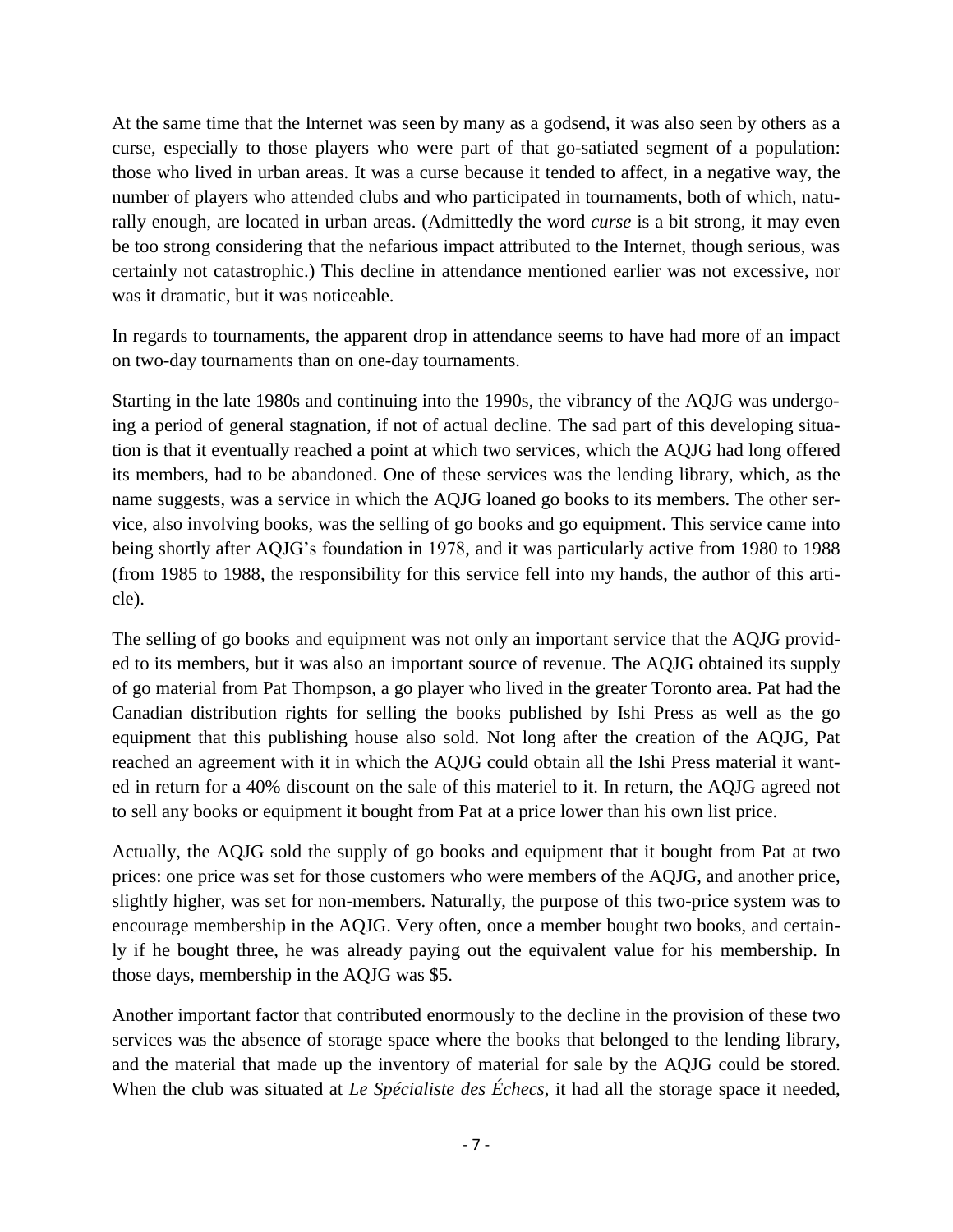At the same time that the Internet was seen by many as a godsend, it was also seen by others as a curse, especially to those players who were part of that go-satiated segment of a population: those who lived in urban areas. It was a curse because it tended to affect, in a negative way, the number of players who attended clubs and who participated in tournaments, both of which, naturally enough, are located in urban areas. (Admittedly the word *curse* is a bit strong, it may even be too strong considering that the nefarious impact attributed to the Internet, though serious, was certainly not catastrophic.) This decline in attendance mentioned earlier was not excessive, nor was it dramatic, but it was noticeable.

In regards to tournaments, the apparent drop in attendance seems to have had more of an impact on two-day tournaments than on one-day tournaments.

Starting in the late 1980s and continuing into the 1990s, the vibrancy of the AQJG was undergoing a period of general stagnation, if not of actual decline. The sad part of this developing situation is that it eventually reached a point at which two services, which the AQJG had long offered its members, had to be abandoned. One of these services was the lending library, which, as the name suggests, was a service in which the AQJG loaned go books to its members. The other service, also involving books, was the selling of go books and go equipment. This service came into being shortly after AQJG's foundation in 1978, and it was particularly active from 1980 to 1988 (from 1985 to 1988, the responsibility for this service fell into my hands, the author of this article).

The selling of go books and equipment was not only an important service that the AQJG provided to its members, but it was also an important source of revenue. The AQJG obtained its supply of go material from Pat Thompson, a go player who lived in the greater Toronto area. Pat had the Canadian distribution rights for selling the books published by Ishi Press as well as the go equipment that this publishing house also sold. Not long after the creation of the AQJG, Pat reached an agreement with it in which the AQJG could obtain all the Ishi Press material it wanted in return for a 40% discount on the sale of this materiel to it. In return, the AQJG agreed not to sell any books or equipment it bought from Pat at a price lower than his own list price.

Actually, the AQJG sold the supply of go books and equipment that it bought from Pat at two prices: one price was set for those customers who were members of the AQJG, and another price, slightly higher, was set for non-members. Naturally, the purpose of this two-price system was to encourage membership in the AQJG. Very often, once a member bought two books, and certainly if he bought three, he was already paying out the equivalent value for his membership. In those days, membership in the AQJG was $5.

Another important factor that contributed enormously to the decline in the provision of these two services was the absence of storage space where the books that belonged to the lending library, and the material that made up the inventory of material for sale by the AQJG could be stored. When the club was situated at *Le Spécialiste des Échecs*, it had all the storage space it needed,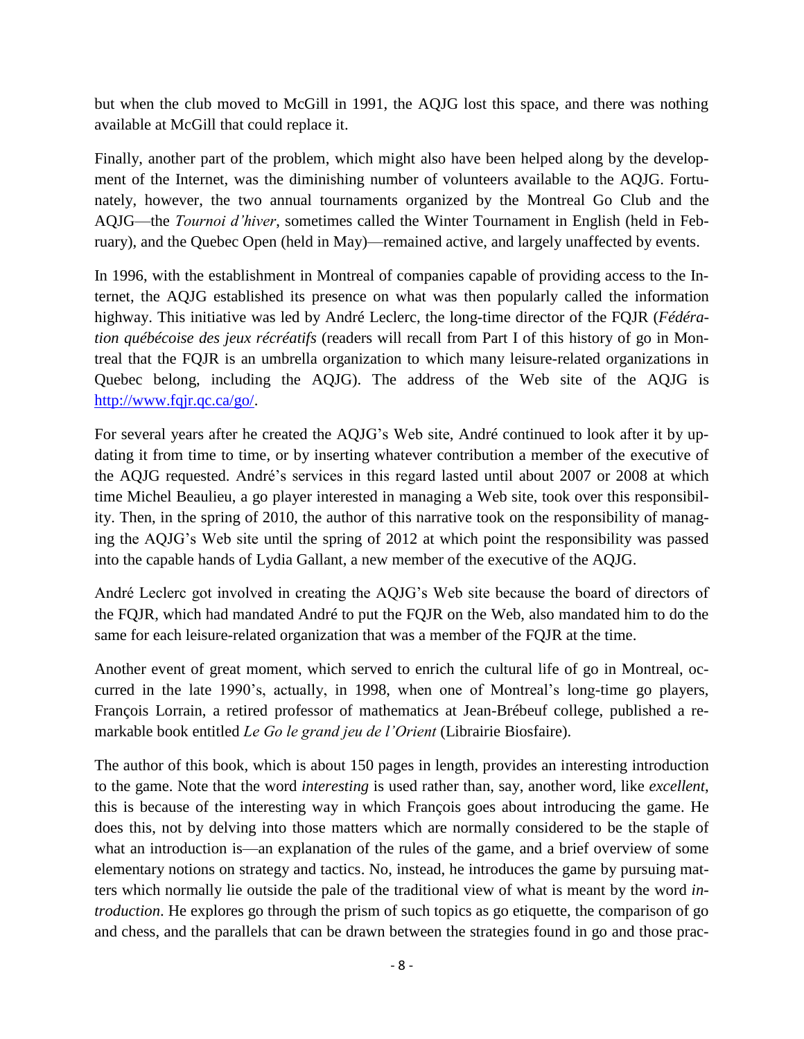but when the club moved to McGill in 1991, the AQJG lost this space, and there was nothing available at McGill that could replace it.

Finally, another part of the problem, which might also have been helped along by the development of the Internet, was the diminishing number of volunteers available to the AQJG. Fortunately, however, the two annual tournaments organized by the Montreal Go Club and the AQJG—the *Tournoi d'hiver*, sometimes called the Winter Tournament in English (held in February), and the Quebec Open (held in May)—remained active, and largely unaffected by events.

In 1996, with the establishment in Montreal of companies capable of providing access to the Internet, the AQJG established its presence on what was then popularly called the information highway. This initiative was led by André Leclerc, the long-time director of the FQJR (*Fédération québécoise des jeux récréatifs* (readers will recall from Part I of this history of go in Montreal that the FQJR is an umbrella organization to which many leisure-related organizations in Quebec belong, including the AQJG). The address of the Web site of the AQJG is [http://www.fqjr.qc.ca/go/](http://www.fqjr.qc.ca/go/).

For several years after he created the AQJG's Web site, André continued to look after it by updating it from time to time, or by inserting whatever contribution a member of the executive of the AQJG requested. André's services in this regard lasted until about 2007 or 2008 at which time Michel Beaulieu, a go player interested in managing a Web site, took over this responsibility. Then, in the spring of 2010, the author of this narrative took on the responsibility of managing the AQJG's Web site until the spring of 2012 at which point the responsibility was passed into the capable hands of Lydia Gallant, a new member of the executive of the AQJG.

André Leclerc got involved in creating the AQJG's Web site because the board of directors of the FQJR, which had mandated André to put the FQJR on the Web, also mandated him to do the same for each leisure-related organization that was a member of the FQJR at the time.

Another event of great moment, which served to enrich the cultural life of go in Montreal, occurred in the late 1990's, actually, in 1998, when one of Montreal's long-time go players, François Lorrain, a retired professor of mathematics at Jean-Brébeuf college, published a remarkable book entitled *Le Go le grand jeu de l'Orient* (Librairie Biosfaire).

The author of this book, which is about 150 pages in length, provides an interesting introduction to the game. Note that the word *interesting* is used rather than, say, another word, like *excellent*, this is because of the interesting way in which François goes about introducing the game. He does this, not by delving into those matters which are normally considered to be the staple of what an introduction is—an explanation of the rules of the game, and a brief overview of some elementary notions on strategy and tactics. No, instead, he introduces the game by pursuing matters which normally lie outside the pale of the traditional view of what is meant by the word *introduction*. He explores go through the prism of such topics as go etiquette, the comparison of go and chess, and the parallels that can be drawn between the strategies found in go and those prac-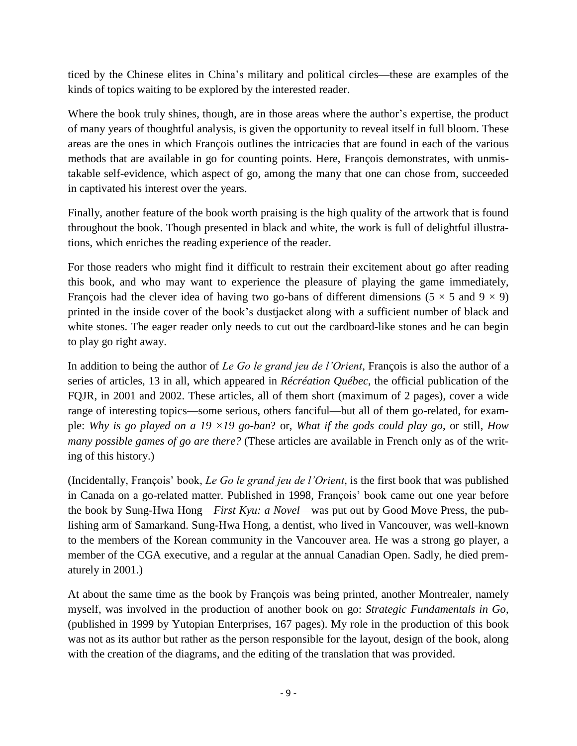ticed by the Chinese elites in China's military and political circles—these are examples of the kinds of topics waiting to be explored by the interested reader.

Where the book truly shines, though, are in those areas where the author's expertise, the product of many years of thoughtful analysis, is given the opportunity to reveal itself in full bloom. These areas are the ones in which François outlines the intricacies that are found in each of the various methods that are available in go for counting points. Here, François demonstrates, with unmistakable self-evidence, which aspect of go, among the many that one can chose from, succeeded in captivated his interest over the years.

Finally, another feature of the book worth praising is the high quality of the artwork that is found throughout the book. Though presented in black and white, the work is full of delightful illustrations, which enriches the reading experience of the reader.

For those readers who might find it difficult to restrain their excitement about go after reading this book, and who may want to experience the pleasure of playing the game immediately, François had the clever idea of having two go-bans of different dimensions ($5 \times 5$ and $9 \times 9$) printed in the inside cover of the book's dustjacket along with a sufficient number of black and white stones. The eager reader only needs to cut out the cardboard-like stones and he can begin to play go right away.

In addition to being the author of *Le Go le grand jeu de l'Orient*, François is also the author of a series of articles, 13 in all, which appeared in *Récréation Québec*, the official publication of the FQJR, in 2001 and 2002. These articles, all of them short (maximum of 2 pages), cover a wide range of interesting topics—some serious, others fanciful—but all of them go-related, for example: *Why is go played on a 19 ×19 go-ban*? or, *What if the gods could play go*, or still, *How many possible games of go are there?* (These articles are available in French only as of the writing of this history.)

(Incidentally, François' book, *Le Go le grand jeu de l'Orient*, is the first book that was published in Canada on a go-related matter. Published in 1998, François' book came out one year before the book by Sung-Hwa Hong—*First Kyu: a Novel*—was put out by Good Move Press, the publishing arm of Samarkand. Sung-Hwa Hong, a dentist, who lived in Vancouver, was well-known to the members of the Korean community in the Vancouver area. He was a strong go player, a member of the CGA executive, and a regular at the annual Canadian Open. Sadly, he died prematurely in 2001.)

At about the same time as the book by François was being printed, another Montrealer, namely myself, was involved in the production of another book on go: *Strategic Fundamentals in Go*, (published in 1999 by Yutopian Enterprises, 167 pages). My role in the production of this book was not as its author but rather as the person responsible for the layout, design of the book, along with the creation of the diagrams, and the editing of the translation that was provided.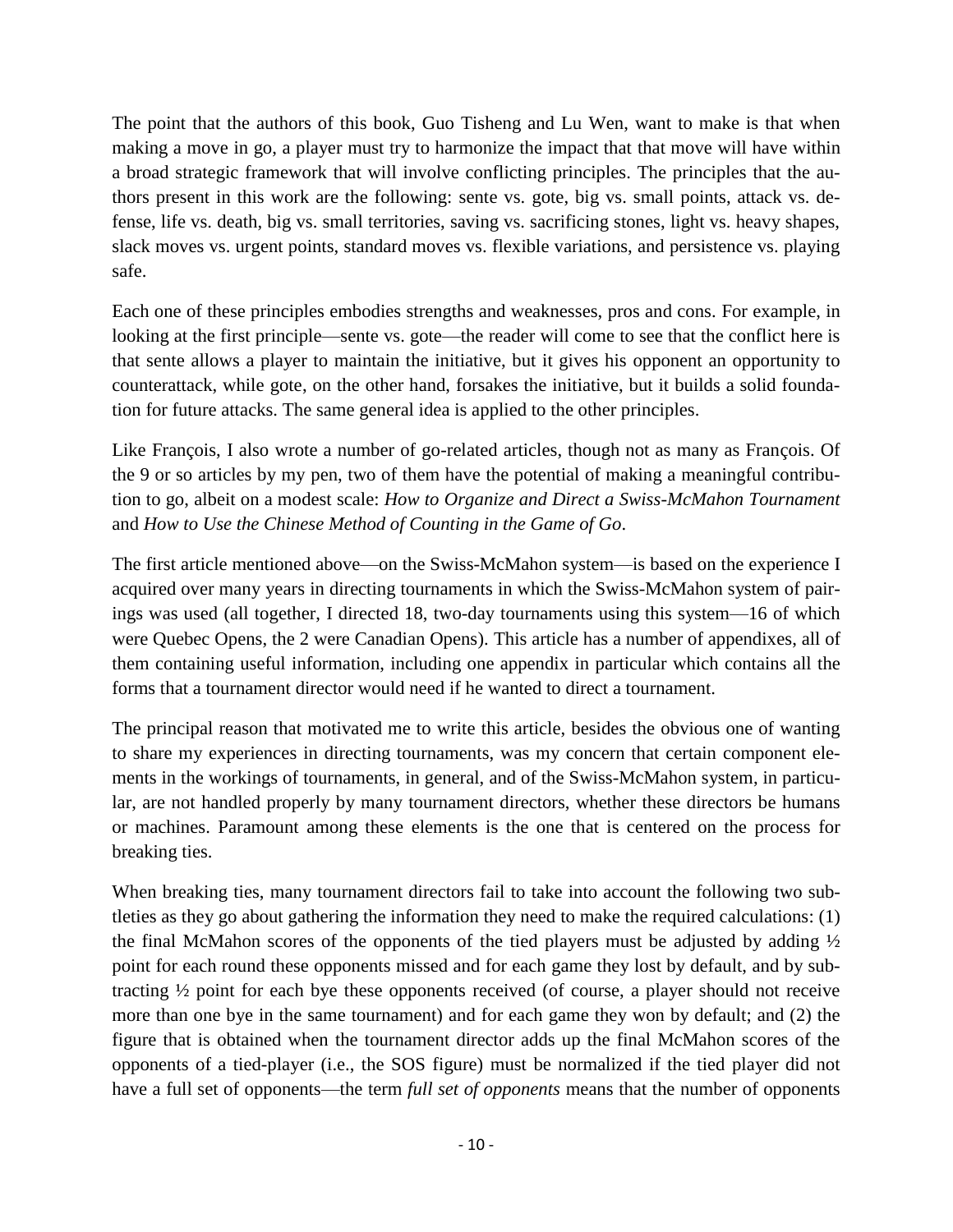The point that the authors of this book, Guo Tisheng and Lu Wen, want to make is that when making a move in go, a player must try to harmonize the impact that that move will have within a broad strategic framework that will involve conflicting principles. The principles that the authors present in this work are the following: sente vs. gote, big vs. small points, attack vs. defense, life vs. death, big vs. small territories, saving vs. sacrificing stones, light vs. heavy shapes, slack moves vs. urgent points, standard moves vs. flexible variations, and persistence vs. playing safe.

Each one of these principles embodies strengths and weaknesses, pros and cons. For example, in looking at the first principle—sente vs. gote—the reader will come to see that the conflict here is that sente allows a player to maintain the initiative, but it gives his opponent an opportunity to counterattack, while gote, on the other hand, forsakes the initiative, but it builds a solid foundation for future attacks. The same general idea is applied to the other principles.

Like François, I also wrote a number of go-related articles, though not as many as François. Of the 9 or so articles by my pen, two of them have the potential of making a meaningful contribution to go, albeit on a modest scale: *How to Organize and Direct a Swiss-McMahon Tournament* and *How to Use the Chinese Method of Counting in the Game of Go*.

The first article mentioned above—on the Swiss-McMahon system—is based on the experience I acquired over many years in directing tournaments in which the Swiss-McMahon system of pairings was used (all together, I directed 18, two-day tournaments using this system—16 of which were Quebec Opens, the 2 were Canadian Opens). This article has a number of appendixes, all of them containing useful information, including one appendix in particular which contains all the forms that a tournament director would need if he wanted to direct a tournament.

The principal reason that motivated me to write this article, besides the obvious one of wanting to share my experiences in directing tournaments, was my concern that certain component elements in the workings of tournaments, in general, and of the Swiss-McMahon system, in particular, are not handled properly by many tournament directors, whether these directors be humans or machines. Paramount among these elements is the one that is centered on the process for breaking ties.

When breaking ties, many tournament directors fail to take into account the following two subtleties as they go about gathering the information they need to make the required calculations: (1) the final McMahon scores of the opponents of the tied players must be adjusted by adding ½ point for each round these opponents missed and for each game they lost by default, and by subtracting ½ point for each bye these opponents received (of course, a player should not receive more than one bye in the same tournament) and for each game they won by default; and (2) the figure that is obtained when the tournament director adds up the final McMahon scores of the opponents of a tied-player (i.e., the SOS figure) must be normalized if the tied player did not have a full set of opponents—the term *full set of opponents* means that the number of opponents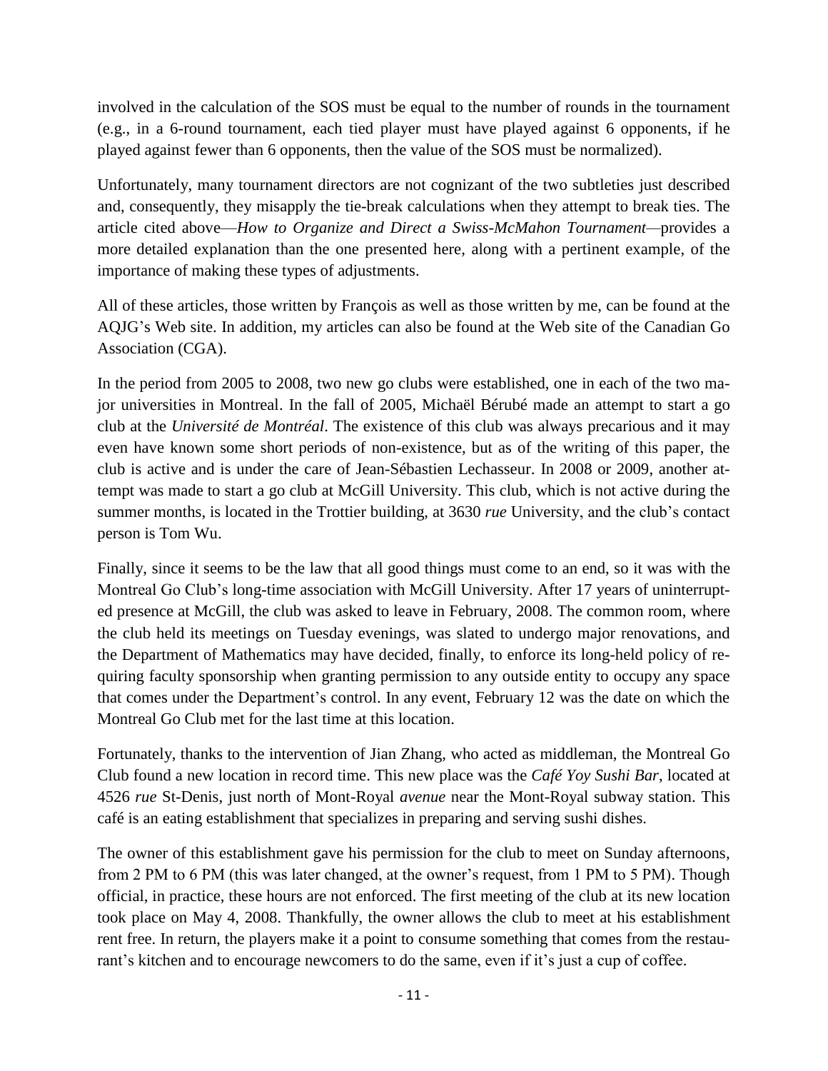involved in the calculation of the SOS must be equal to the number of rounds in the tournament (e.g., in a 6-round tournament, each tied player must have played against 6 opponents, if he played against fewer than 6 opponents, then the value of the SOS must be normalized).

Unfortunately, many tournament directors are not cognizant of the two subtleties just described and, consequently, they misapply the tie-break calculations when they attempt to break ties. The article cited above—*How to Organize and Direct a Swiss-McMahon Tournament*—provides a more detailed explanation than the one presented here, along with a pertinent example, of the importance of making these types of adjustments.

All of these articles, those written by François as well as those written by me, can be found at the AQJG's Web site. In addition, my articles can also be found at the Web site of the Canadian Go Association (CGA).

In the period from 2005 to 2008, two new go clubs were established, one in each of the two major universities in Montreal. In the fall of 2005, Michaël Bérubé made an attempt to start a go club at the *Université de Montréal*. The existence of this club was always precarious and it may even have known some short periods of non-existence, but as of the writing of this paper, the club is active and is under the care of Jean-Sébastien Lechasseur. In 2008 or 2009, another attempt was made to start a go club at McGill University. This club, which is not active during the summer months, is located in the Trottier building, at 3630 *rue* University, and the club's contact person is Tom Wu.

Finally, since it seems to be the law that all good things must come to an end, so it was with the Montreal Go Club's long-time association with McGill University. After 17 years of uninterrupted presence at McGill, the club was asked to leave in February, 2008. The common room, where the club held its meetings on Tuesday evenings, was slated to undergo major renovations, and the Department of Mathematics may have decided, finally, to enforce its long-held policy of requiring faculty sponsorship when granting permission to any outside entity to occupy any space that comes under the Department's control. In any event, February 12 was the date on which the Montreal Go Club met for the last time at this location.

Fortunately, thanks to the intervention of Jian Zhang, who acted as middleman, the Montreal Go Club found a new location in record time. This new place was the *Café Yoy Sushi Bar*, located at 4526 *rue* St-Denis, just north of Mont-Royal *avenue* near the Mont-Royal subway station. This café is an eating establishment that specializes in preparing and serving sushi dishes.

The owner of this establishment gave his permission for the club to meet on Sunday afternoons, from 2 PM to 6 PM (this was later changed, at the owner's request, from 1 PM to 5 PM). Though official, in practice, these hours are not enforced. The first meeting of the club at its new location took place on May 4, 2008. Thankfully, the owner allows the club to meet at his establishment rent free. In return, the players make it a point to consume something that comes from the restaurant's kitchen and to encourage newcomers to do the same, even if it's just a cup of coffee.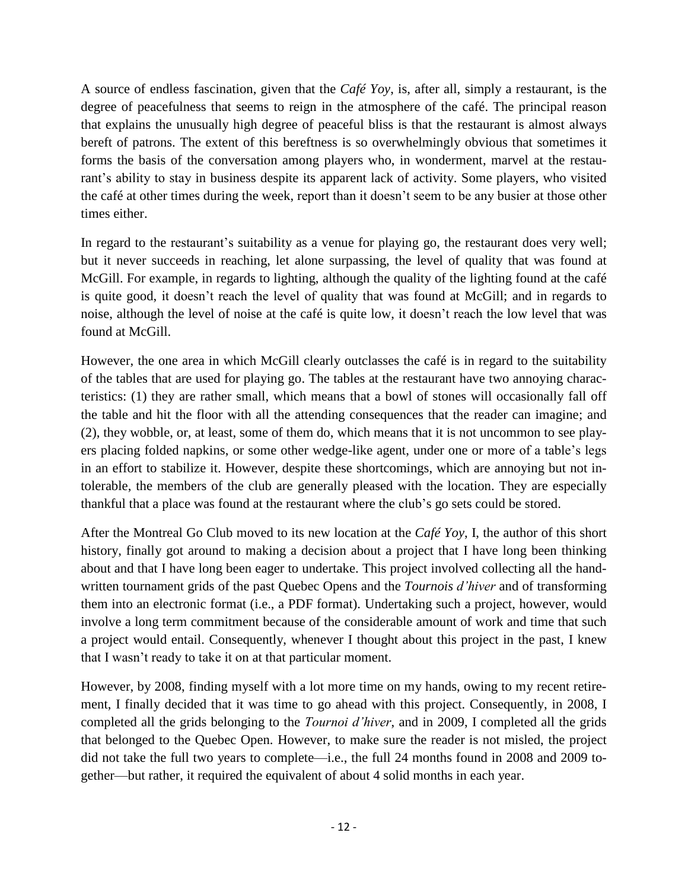A source of endless fascination, given that the *Café Yoy*, is, after all, simply a restaurant, is the degree of peacefulness that seems to reign in the atmosphere of the café. The principal reason that explains the unusually high degree of peaceful bliss is that the restaurant is almost always bereft of patrons. The extent of this bereftness is so overwhelmingly obvious that sometimes it forms the basis of the conversation among players who, in wonderment, marvel at the restaurant's ability to stay in business despite its apparent lack of activity. Some players, who visited the café at other times during the week, report than it doesn't seem to be any busier at those other times either.

In regard to the restaurant's suitability as a venue for playing go, the restaurant does very well; but it never succeeds in reaching, let alone surpassing, the level of quality that was found at McGill. For example, in regards to lighting, although the quality of the lighting found at the café is quite good, it doesn't reach the level of quality that was found at McGill; and in regards to noise, although the level of noise at the café is quite low, it doesn't reach the low level that was found at McGill.

However, the one area in which McGill clearly outclasses the café is in regard to the suitability of the tables that are used for playing go. The tables at the restaurant have two annoying characteristics: (1) they are rather small, which means that a bowl of stones will occasionally fall off the table and hit the floor with all the attending consequences that the reader can imagine; and (2), they wobble, or, at least, some of them do, which means that it is not uncommon to see players placing folded napkins, or some other wedge-like agent, under one or more of a table's legs in an effort to stabilize it. However, despite these shortcomings, which are annoying but not intolerable, the members of the club are generally pleased with the location. They are especially thankful that a place was found at the restaurant where the club's go sets could be stored.

After the Montreal Go Club moved to its new location at the *Café Yoy*, I, the author of this short history, finally got around to making a decision about a project that I have long been thinking about and that I have long been eager to undertake. This project involved collecting all the handwritten tournament grids of the past Quebec Opens and the *Tournois d'hiver* and of transforming them into an electronic format (i.e., a PDF format). Undertaking such a project, however, would involve a long term commitment because of the considerable amount of work and time that such a project would entail. Consequently, whenever I thought about this project in the past, I knew that I wasn't ready to take it on at that particular moment.

However, by 2008, finding myself with a lot more time on my hands, owing to my recent retirement, I finally decided that it was time to go ahead with this project. Consequently, in 2008, I completed all the grids belonging to the *Tournoi d'hiver*, and in 2009, I completed all the grids that belonged to the Quebec Open. However, to make sure the reader is not misled, the project did not take the full two years to complete—i.e., the full 24 months found in 2008 and 2009 together—but rather, it required the equivalent of about 4 solid months in each year.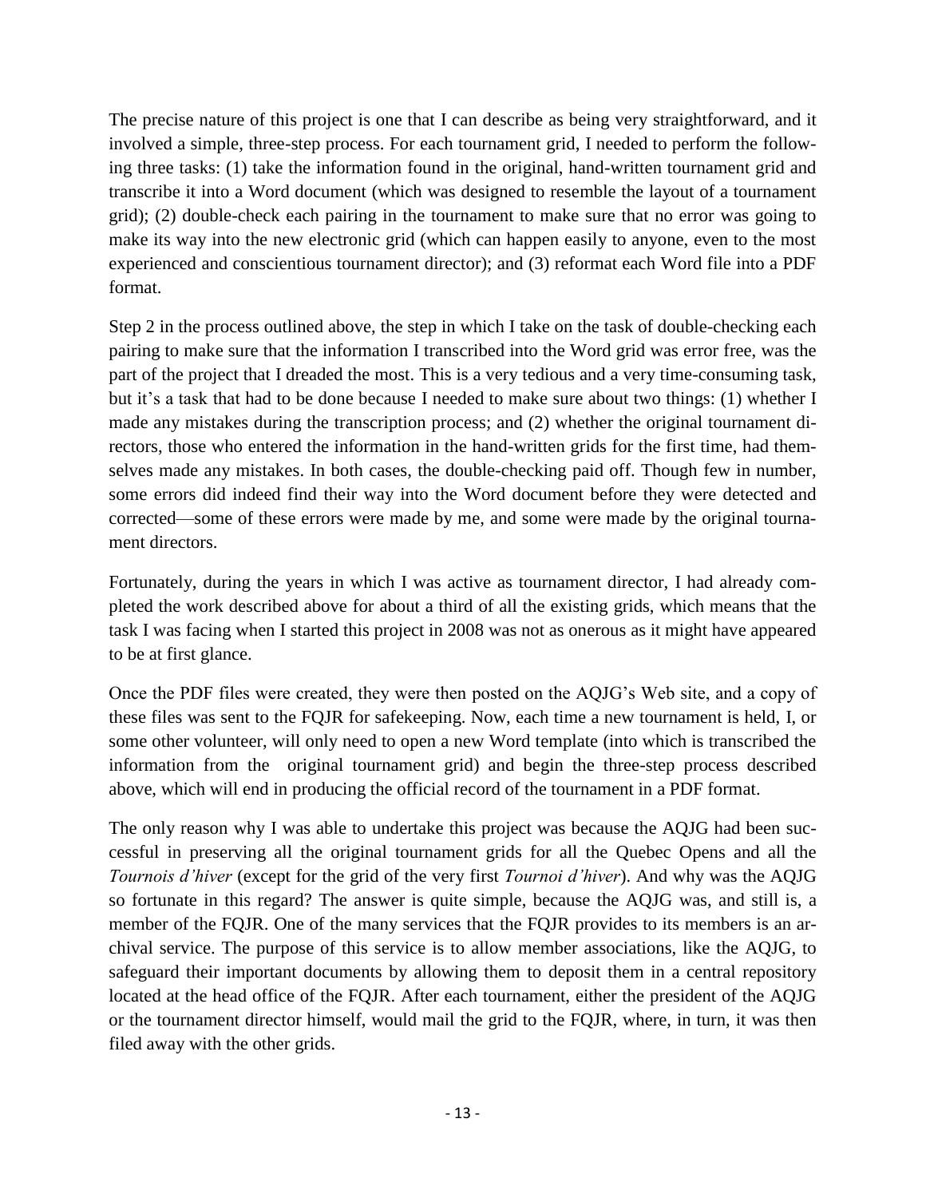The precise nature of this project is one that I can describe as being very straightforward, and it involved a simple, three-step process. For each tournament grid, I needed to perform the following three tasks: (1) take the information found in the original, hand-written tournament grid and transcribe it into a Word document (which was designed to resemble the layout of a tournament grid); (2) double-check each pairing in the tournament to make sure that no error was going to make its way into the new electronic grid (which can happen easily to anyone, even to the most experienced and conscientious tournament director); and (3) reformat each Word file into a PDF format.

Step 2 in the process outlined above, the step in which I take on the task of double-checking each pairing to make sure that the information I transcribed into the Word grid was error free, was the part of the project that I dreaded the most. This is a very tedious and a very time-consuming task, but it's a task that had to be done because I needed to make sure about two things: (1) whether I made any mistakes during the transcription process; and (2) whether the original tournament directors, those who entered the information in the hand-written grids for the first time, had themselves made any mistakes. In both cases, the double-checking paid off. Though few in number, some errors did indeed find their way into the Word document before they were detected and corrected—some of these errors were made by me, and some were made by the original tournament directors.

Fortunately, during the years in which I was active as tournament director, I had already completed the work described above for about a third of all the existing grids, which means that the task I was facing when I started this project in 2008 was not as onerous as it might have appeared to be at first glance.

Once the PDF files were created, they were then posted on the AQJG's Web site, and a copy of these files was sent to the FQJR for safekeeping. Now, each time a new tournament is held, I, or some other volunteer, will only need to open a new Word template (into which is transcribed the information from the original tournament grid) and begin the three-step process described above, which will end in producing the official record of the tournament in a PDF format.

The only reason why I was able to undertake this project was because the AQJG had been successful in preserving all the original tournament grids for all the Quebec Opens and all the *Tournois d'hiver* (except for the grid of the very first *Tournoi d'hiver*). And why was the AQJG so fortunate in this regard? The answer is quite simple, because the AQJG was, and still is, a member of the FQJR. One of the many services that the FQJR provides to its members is an archival service. The purpose of this service is to allow member associations, like the AQJG, to safeguard their important documents by allowing them to deposit them in a central repository located at the head office of the FQJR. After each tournament, either the president of the AQJG or the tournament director himself, would mail the grid to the FQJR, where, in turn, it was then filed away with the other grids.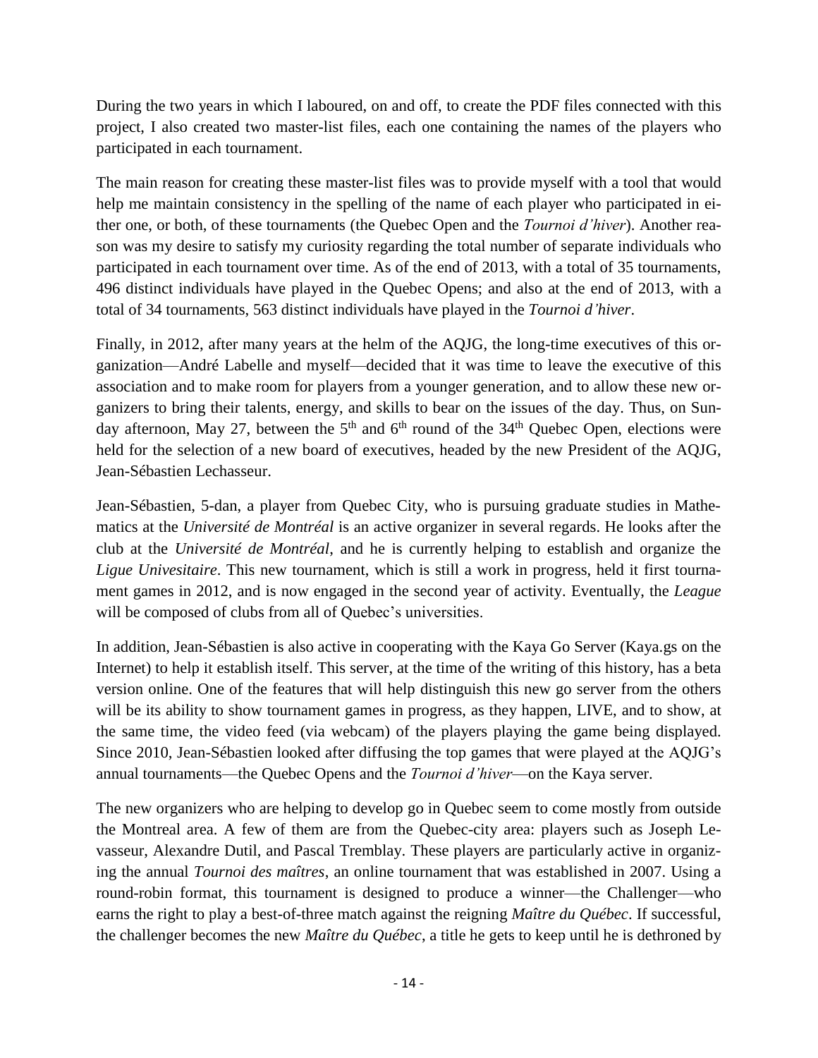During the two years in which I laboured, on and off, to create the PDF files connected with this project, I also created two master-list files, each one containing the names of the players who participated in each tournament.

The main reason for creating these master-list files was to provide myself with a tool that would help me maintain consistency in the spelling of the name of each player who participated in either one, or both, of these tournaments (the Quebec Open and the *Tournoi d'hiver*). Another reason was my desire to satisfy my curiosity regarding the total number of separate individuals who participated in each tournament over time. As of the end of 2013, with a total of 35 tournaments, 496 distinct individuals have played in the Quebec Opens; and also at the end of 2013, with a total of 34 tournaments, 563 distinct individuals have played in the *Tournoi d'hiver*.

Finally, in 2012, after many years at the helm of the AQJG, the long-time executives of this organization—André Labelle and myself—decided that it was time to leave the executive of this association and to make room for players from a younger generation, and to allow these new organizers to bring their talents, energy, and skills to bear on the issues of the day. Thus, on Sunday afternoon, May 27, between the 5th and 6th round of the 34th Quebec Open, elections were held for the selection of a new board of executives, headed by the new President of the AQJG, Jean-Sébastien Lechasseur.

Jean-Sébastien, 5-dan, a player from Quebec City, who is pursuing graduate studies in Mathematics at the *Université de Montréal* is an active organizer in several regards. He looks after the club at the *Université de Montréal*, and he is currently helping to establish and organize the *Ligue Univesitaire*. This new tournament, which is still a work in progress, held it first tournament games in 2012, and is now engaged in the second year of activity. Eventually, the *League* will be composed of clubs from all of Quebec's universities.

In addition, Jean-Sébastien is also active in cooperating with the Kaya Go Server (Kaya.gs on the Internet) to help it establish itself. This server, at the time of the writing of this history, has a beta version online. One of the features that will help distinguish this new go server from the others will be its ability to show tournament games in progress, as they happen, LIVE, and to show, at the same time, the video feed (via webcam) of the players playing the game being displayed. Since 2010, Jean-Sébastien looked after diffusing the top games that were played at the AQJG's annual tournaments—the Quebec Opens and the *Tournoi d'hiver*—on the Kaya server.

The new organizers who are helping to develop go in Quebec seem to come mostly from outside the Montreal area. A few of them are from the Quebec-city area: players such as Joseph Levasseur, Alexandre Dutil, and Pascal Tremblay. These players are particularly active in organizing the annual *Tournoi des maîtres*, an online tournament that was established in 2007. Using a round-robin format, this tournament is designed to produce a winner—the Challenger—who earns the right to play a best-of-three match against the reigning *Maître du Québec*. If successful, the challenger becomes the new *Maître du Québec*, a title he gets to keep until he is dethroned by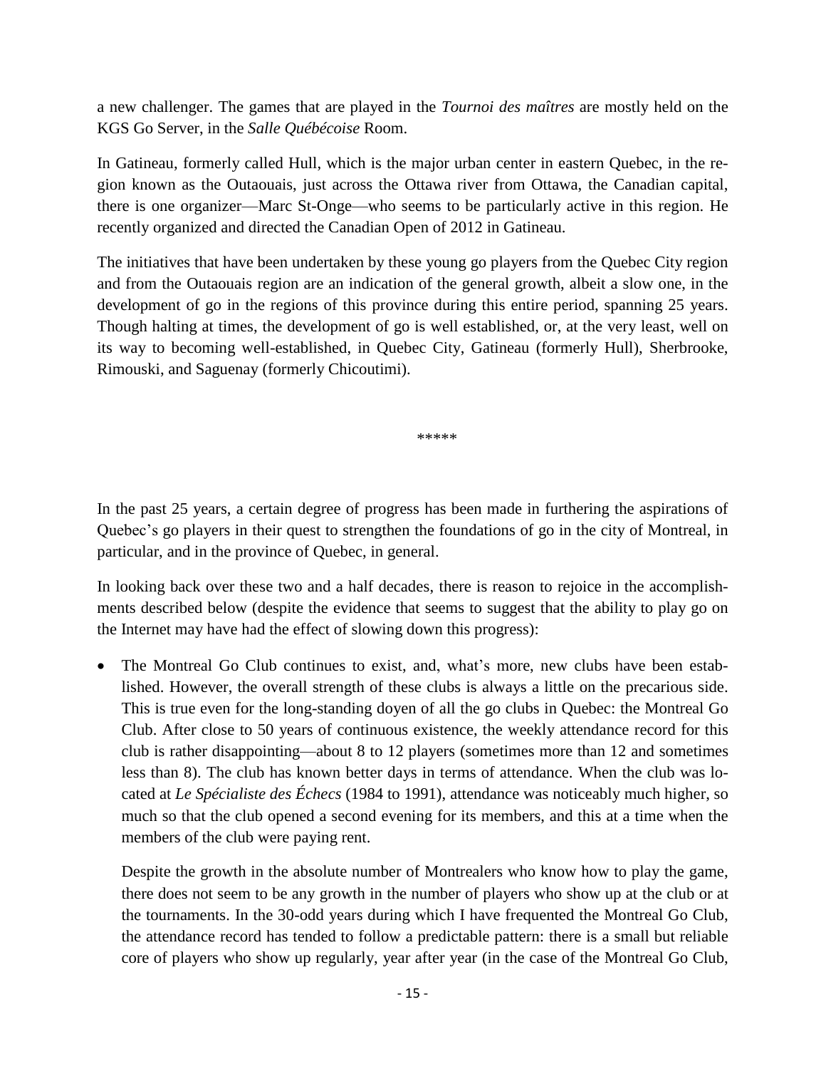a new challenger. The games that are played in the *Tournoi des maîtres* are mostly held on the KGS Go Server, in the *Salle Québécoise* Room.

In Gatineau, formerly called Hull, which is the major urban center in eastern Quebec, in the region known as the Outaouais, just across the Ottawa river from Ottawa, the Canadian capital, there is one organizer—Marc St-Onge—who seems to be particularly active in this region. He recently organized and directed the Canadian Open of 2012 in Gatineau.

The initiatives that have been undertaken by these young go players from the Quebec City region and from the Outaouais region are an indication of the general growth, albeit a slow one, in the development of go in the regions of this province during this entire period, spanning 25 years. Though halting at times, the development of go is well established, or, at the very least, well on its way to becoming well-established, in Quebec City, Gatineau (formerly Hull), Sherbrooke, Rimouski, and Saguenay (formerly Chicoutimi).

*****

In the past 25 years, a certain degree of progress has been made in furthering the aspirations of Quebec's go players in their quest to strengthen the foundations of go in the city of Montreal, in particular, and in the province of Quebec, in general.

In looking back over these two and a half decades, there is reason to rejoice in the accomplishments described below (despite the evidence that seems to suggest that the ability to play go on the Internet may have had the effect of slowing down this progress):

- The Montreal Go Club continues to exist, and, what's more, new clubs have been established. However, the overall strength of these clubs is always a little on the precarious side. This is true even for the long-standing doyen of all the go clubs in Quebec: the Montreal Go Club. After close to 50 years of continuous existence, the weekly attendance record for this club is rather disappointing—about 8 to 12 players (sometimes more than 12 and sometimes less than 8). The club has known better days in terms of attendance. When the club was located at *Le Spécialiste des Échecs* (1984 to 1991), attendance was noticeably much higher, so much so that the club opened a second evening for its members, and this at a time when the members of the club were paying rent.

  Despite the growth in the absolute number of Montrealers who know how to play the game, there does not seem to be any growth in the number of players who show up at the club or at the tournaments. In the 30-odd years during which I have frequented the Montreal Go Club, the attendance record has tended to follow a predictable pattern: there is a small but reliable core of players who show up regularly, year after year (in the case of the Montreal Go Club,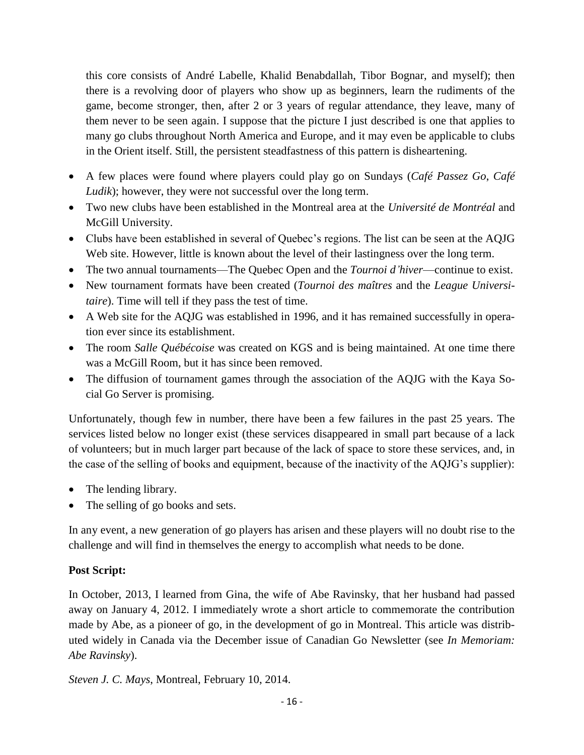this core consists of André Labelle, Khalid Benabdallah, Tibor Bognar, and myself); then there is a revolving door of players who show up as beginners, learn the rudiments of the game, become stronger, then, after 2 or 3 years of regular attendance, they leave, many of them never to be seen again. I suppose that the picture I just described is one that applies to many go clubs throughout North America and Europe, and it may even be applicable to clubs in the Orient itself. Still, the persistent steadfastness of this pattern is disheartening.

- A few places were found where players could play go on Sundays (*Café Passez Go*, *Café Ludik*); however, they were not successful over the long term.
- Two new clubs have been established in the Montreal area at the *Université de Montréal* and McGill University.
- Clubs have been established in several of Quebec's regions. The list can be seen at the AQJG Web site. However, little is known about the level of their lastingness over the long term.
- The two annual tournaments—The Quebec Open and the *Tournoi d'hiver*—continue to exist.
- New tournament formats have been created (*Tournoi des maîtres* and the *League Universitaire*). Time will tell if they pass the test of time.
- A Web site for the AQJG was established in 1996, and it has remained successfully in operation ever since its establishment.
- The room *Salle Québécoise* was created on KGS and is being maintained. At one time there was a McGill Room, but it has since been removed.
- The diffusion of tournament games through the association of the AQJG with the Kaya Social Go Server is promising.

Unfortunately, though few in number, there have been a few failures in the past 25 years. The services listed below no longer exist (these services disappeared in small part because of a lack of volunteers; but in much larger part because of the lack of space to store these services, and, in the case of the selling of books and equipment, because of the inactivity of the AQJG's supplier):

- The lending library.
- The selling of go books and sets.

In any event, a new generation of go players has arisen and these players will no doubt rise to the challenge and will find in themselves the energy to accomplish what needs to be done.

**Post Script:**

In October, 2013, I learned from Gina, the wife of Abe Ravinsky, that her husband had passed away on January 4, 2012. I immediately wrote a short article to commemorate the contribution made by Abe, as a pioneer of go, in the development of go in Montreal. This article was distributed widely in Canada via the December issue of Canadian Go Newsletter (see *In Memoriam: Abe Ravinsky*).

*Steven J. C. Mays*, Montreal, February 10, 2014.